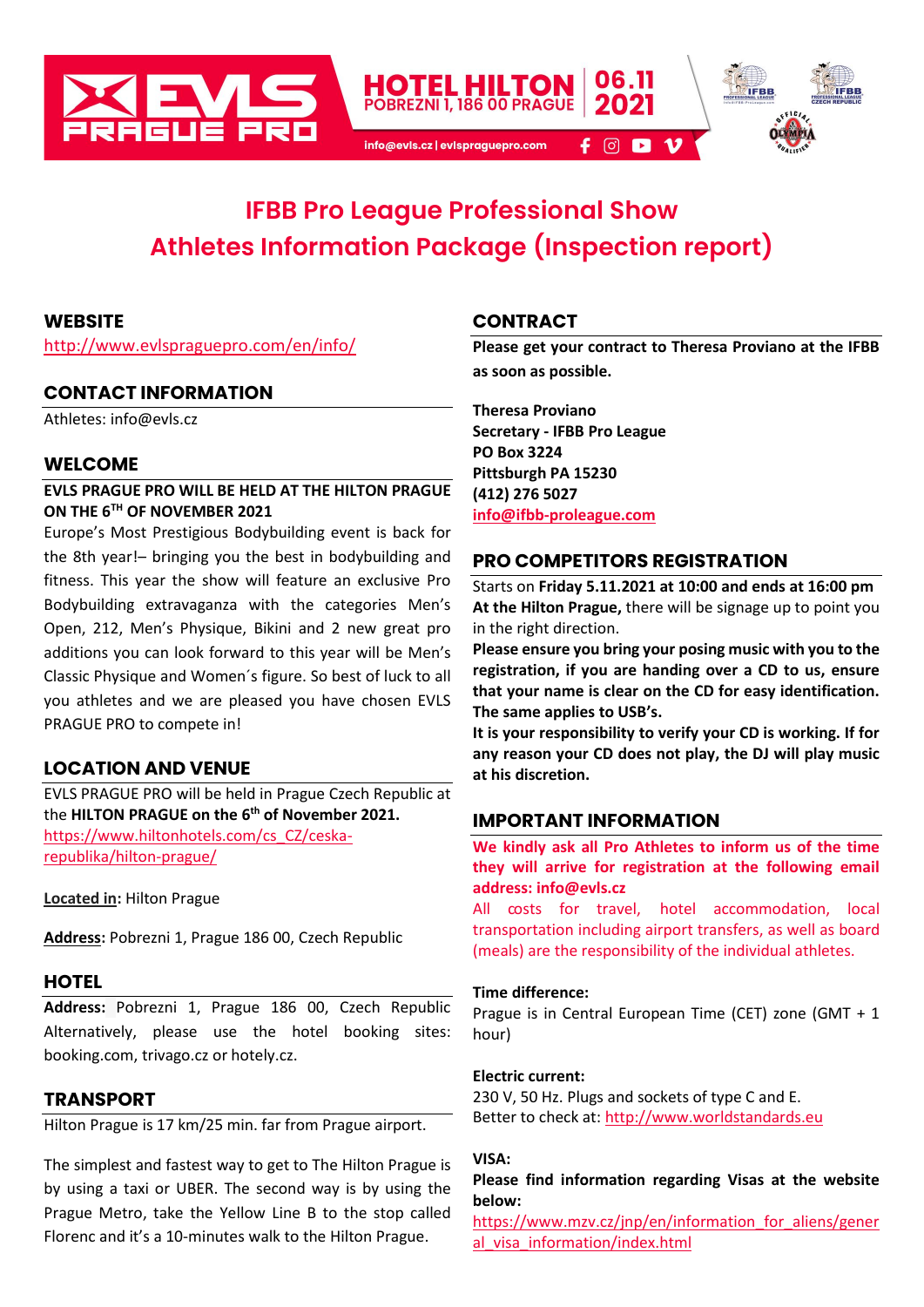EVLS PRAGUE PRO

**HOTEL HILTON** POBREZNI 1, 186 00 PRAGUE **06.11 2021**

info@evls.cz | evlspraguepro.com

# IFBB Pro League Professional Show
# Athletes Information Package (Inspection report)

## WEBSITE

http://www.evlspraguepro.com/en/info/

## CONTACT INFORMATION

Athletes: info@evls.cz

## WELCOME

**EVLS PRAGUE PRO WILL BE HELD AT THE HILTON PRAGUE ON THE 6TH OF NOVEMBER 2021**

Europe's Most Prestigious Bodybuilding event is back for the 8th year!– bringing you the best in bodybuilding and fitness. This year the show will feature an exclusive Pro Bodybuilding extravaganza with the categories Men's Open, 212, Men's Physique, Bikini and 2 new great pro additions you can look forward to this year will be Men's Classic Physique and Women´s figure. So best of luck to all you athletes and we are pleased you have chosen EVLS PRAGUE PRO to compete in!

## LOCATION AND VENUE

EVLS PRAGUE PRO will be held in Prague Czech Republic at the **HILTON PRAGUE on the 6th of November 2021.**

https://www.hiltonhotels.com/cs_CZ/ceska-republika/hilton-prague/

**Located in:** Hilton Prague

**Address:** Pobrezni 1, Prague 186 00, Czech Republic

## HOTEL

**Address:** Pobrezni 1, Prague 186 00, Czech Republic

Alternatively, please use the hotel booking sites: booking.com, trivago.cz or hotely.cz.

## TRANSPORT

Hilton Prague is 17 km/25 min. far from Prague airport.

The simplest and fastest way to get to The Hilton Prague is by using a taxi or UBER. The second way is by using the Prague Metro, take the Yellow Line B to the stop called Florenc and it's a 10-minutes walk to the Hilton Prague.

## CONTRACT

**Please get your contract to Theresa Proviano at the IFBB as soon as possible.**

**Theresa Proviano**
**Secretary - IFBB Pro League**
**PO Box 3224**
**Pittsburgh PA 15230**
**(412) 276 5027**
**info@ifbb-proleague.com**

## PRO COMPETITORS REGISTRATION

Starts on **Friday 5.11.2021 at 10:00 and ends at 16:00 pm At the Hilton Prague,** there will be signage up to point you in the right direction.

**Please ensure you bring your posing music with you to the registration, if you are handing over a CD to us, ensure that your name is clear on the CD for easy identification. The same applies to USB's.**

**It is your responsibility to verify your CD is working. If for any reason your CD does not play, the DJ will play music at his discretion.**

## IMPORTANT INFORMATION

**We kindly ask all Pro Athletes to inform us of the time they will arrive for registration at the following email address: info@evls.cz**

All costs for travel, hotel accommodation, local transportation including airport transfers, as well as board (meals) are the responsibility of the individual athletes.

**Time difference:**

Prague is in Central European Time (CET) zone (GMT + 1 hour)

**Electric current:**

230 V, 50 Hz. Plugs and sockets of type C and E.
Better to check at: http://www.worldstandards.eu

**VISA:**

**Please find information regarding Visas at the website below:**

https://www.mzv.cz/jnp/en/information_for_aliens/general_visa_information/index.html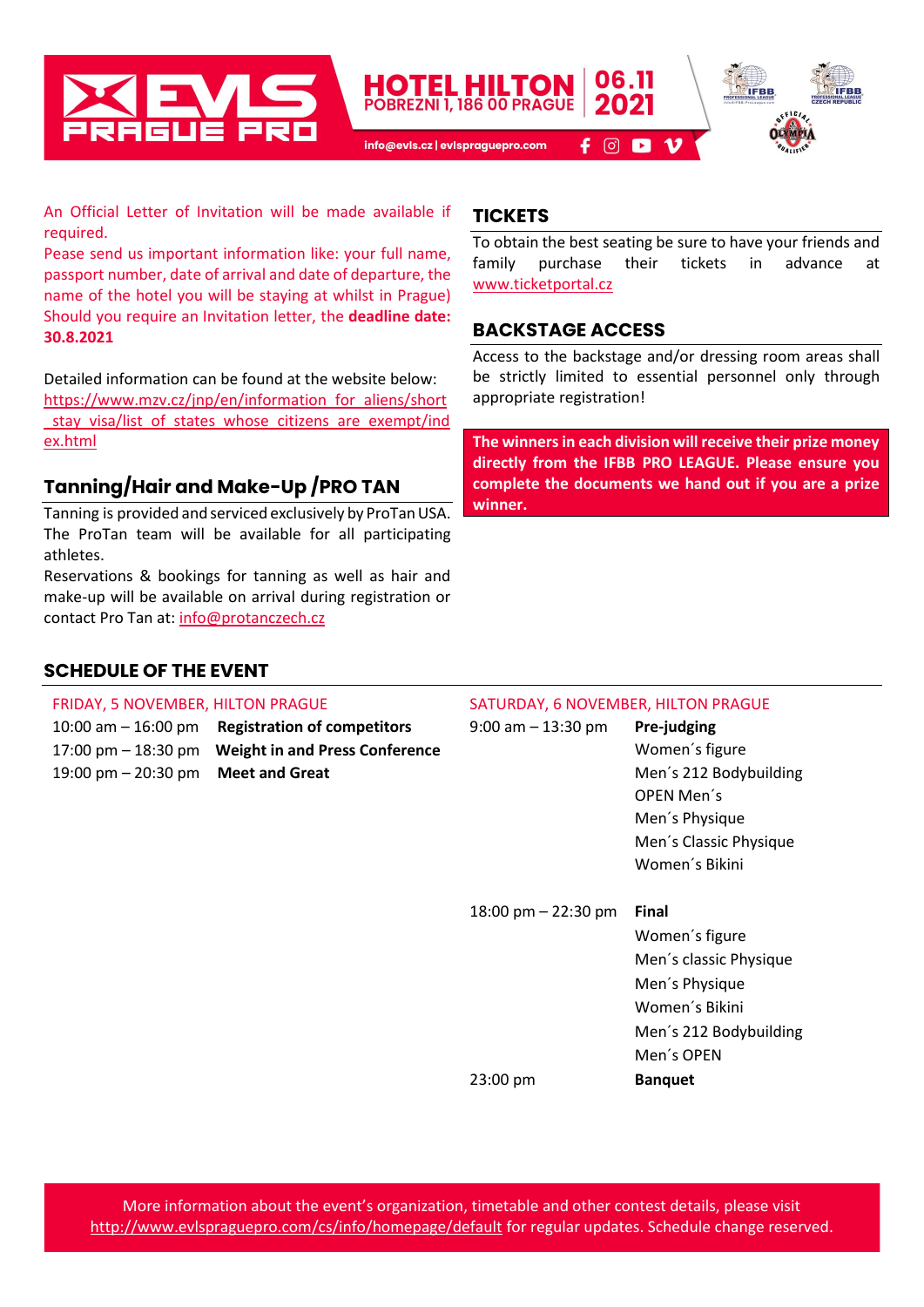An Official Letter of Invitation will be made available if required.
Pease send us important information like: your full name, passport number, date of arrival and date of departure, the name of the hotel you will be staying at whilst in Prague) Should you require an Invitation letter, the **deadline date: 30.8.2021**

Detailed information can be found at the website below:
https://www.mzv.cz/jnp/en/information_for_aliens/short_stay_visa/list_of_states_whose_citizens_are_exempt/index.html

## Tanning/Hair and Make-Up /PRO TAN

Tanning is provided and serviced exclusively by ProTan USA. The ProTan team will be available for all participating athletes.
Reservations & bookings for tanning as well as hair and make-up will be available on arrival during registration or contact Pro Tan at: info@protanczech.cz

## TICKETS

To obtain the best seating be sure to have your friends and family purchase their tickets in advance at www.ticketportal.cz

## BACKSTAGE ACCESS

Access to the backstage and/or dressing room areas shall be strictly limited to essential personnel only through appropriate registration!

**The winners in each division will receive their prize money directly from the IFBB PRO LEAGUE. Please ensure you complete the documents we hand out if you are a prize winner.**

## SCHEDULE OF THE EVENT

FRIDAY, 5 NOVEMBER, HILTON PRAGUE

| | |
|---|---|
| 10:00 am – 16:00 pm | **Registration of competitors** |
| 17:00 pm – 18:30 pm | **Weight in and Press Conference** |
| 19:00 pm – 20:30 pm | **Meet and Great** |

SATURDAY, 6 NOVEMBER, HILTON PRAGUE

| | |
|---|---|
| 9:00 am – 13:30 pm | **Pre-judging**<br>Women´s figure<br>Men´s 212 Bodybuilding<br>OPEN Men´s<br>Men´s Physique<br>Men´s Classic Physique<br>Women´s Bikini |
| 18:00 pm – 22:30 pm | **Final**<br>Women´s figure<br>Men´s classic Physique<br>Men´s Physique<br>Women´s Bikini<br>Men´s 212 Bodybuilding<br>Men´s OPEN |
| 23:00 pm | **Banquet** |

More information about the event's organization, timetable and other contest details, please visit http://www.evlspraguepro.com/cs/info/homepage/default for regular updates. Schedule change reserved.